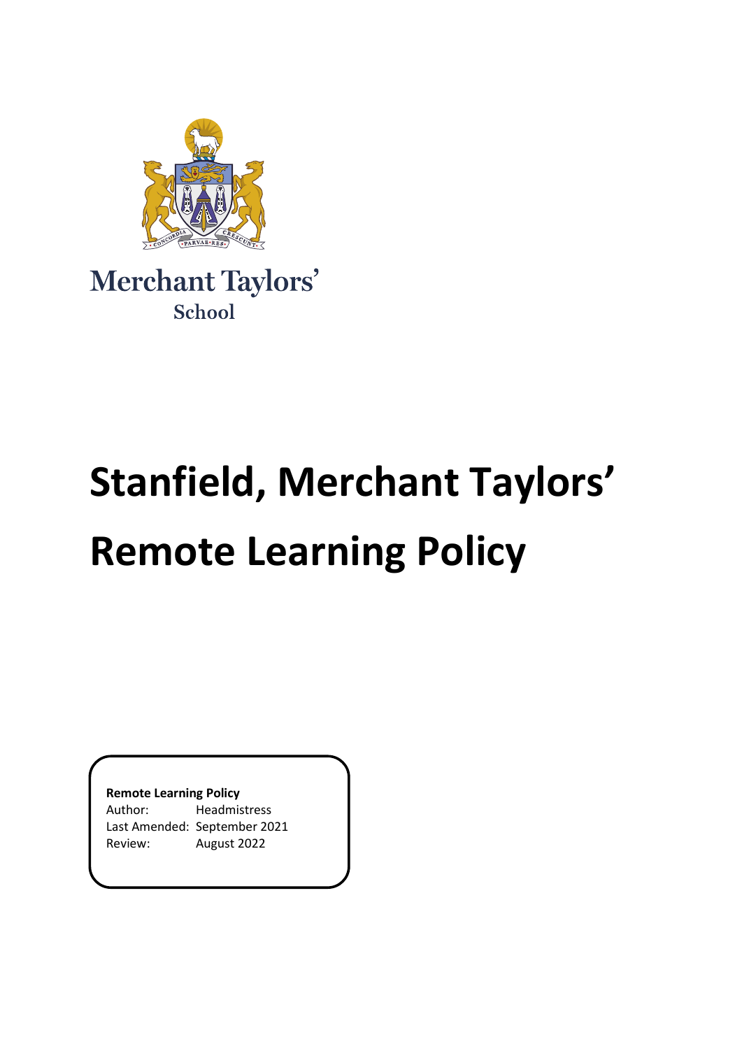Merchant Taylors'
School

# Stanfield, Merchant Taylors' Remote Learning Policy

**Remote Learning Policy**
Author: Headmistress
Last Amended: September 2021
Review: August 2022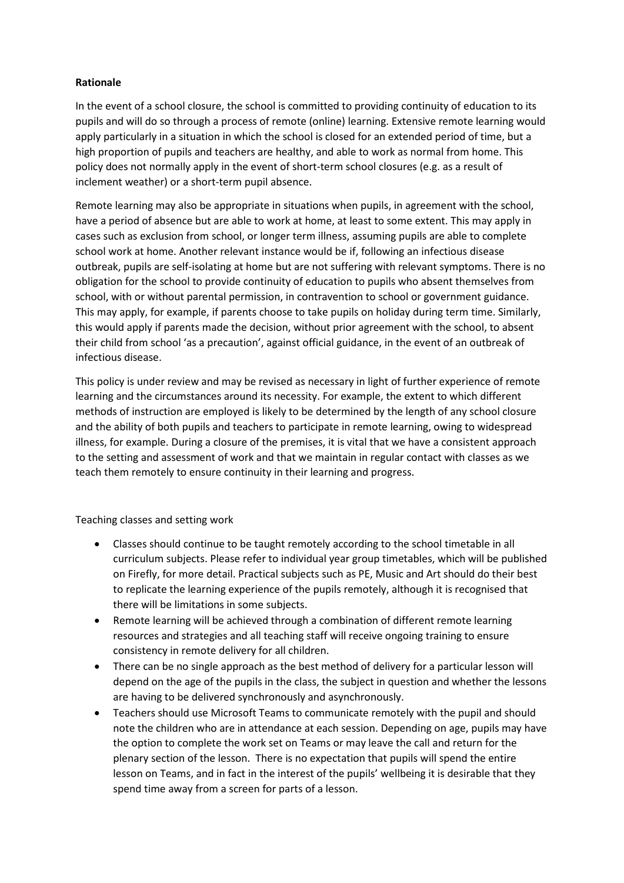**Rationale**

In the event of a school closure, the school is committed to providing continuity of education to its pupils and will do so through a process of remote (online) learning. Extensive remote learning would apply particularly in a situation in which the school is closed for an extended period of time, but a high proportion of pupils and teachers are healthy, and able to work as normal from home. This policy does not normally apply in the event of short-term school closures (e.g. as a result of inclement weather) or a short-term pupil absence.

Remote learning may also be appropriate in situations when pupils, in agreement with the school, have a period of absence but are able to work at home, at least to some extent. This may apply in cases such as exclusion from school, or longer term illness, assuming pupils are able to complete school work at home. Another relevant instance would be if, following an infectious disease outbreak, pupils are self-isolating at home but are not suffering with relevant symptoms. There is no obligation for the school to provide continuity of education to pupils who absent themselves from school, with or without parental permission, in contravention to school or government guidance. This may apply, for example, if parents choose to take pupils on holiday during term time. Similarly, this would apply if parents made the decision, without prior agreement with the school, to absent their child from school 'as a precaution', against official guidance, in the event of an outbreak of infectious disease.

This policy is under review and may be revised as necessary in light of further experience of remote learning and the circumstances around its necessity. For example, the extent to which different methods of instruction are employed is likely to be determined by the length of any school closure and the ability of both pupils and teachers to participate in remote learning, owing to widespread illness, for example. During a closure of the premises, it is vital that we have a consistent approach to the setting and assessment of work and that we maintain in regular contact with classes as we teach them remotely to ensure continuity in their learning and progress.

Teaching classes and setting work

- Classes should continue to be taught remotely according to the school timetable in all curriculum subjects. Please refer to individual year group timetables, which will be published on Firefly, for more detail. Practical subjects such as PE, Music and Art should do their best to replicate the learning experience of the pupils remotely, although it is recognised that there will be limitations in some subjects.
- Remote learning will be achieved through a combination of different remote learning resources and strategies and all teaching staff will receive ongoing training to ensure consistency in remote delivery for all children.
- There can be no single approach as the best method of delivery for a particular lesson will depend on the age of the pupils in the class, the subject in question and whether the lessons are having to be delivered synchronously and asynchronously.
- Teachers should use Microsoft Teams to communicate remotely with the pupil and should note the children who are in attendance at each session. Depending on age, pupils may have the option to complete the work set on Teams or may leave the call and return for the plenary section of the lesson. There is no expectation that pupils will spend the entire lesson on Teams, and in fact in the interest of the pupils' wellbeing it is desirable that they spend time away from a screen for parts of a lesson.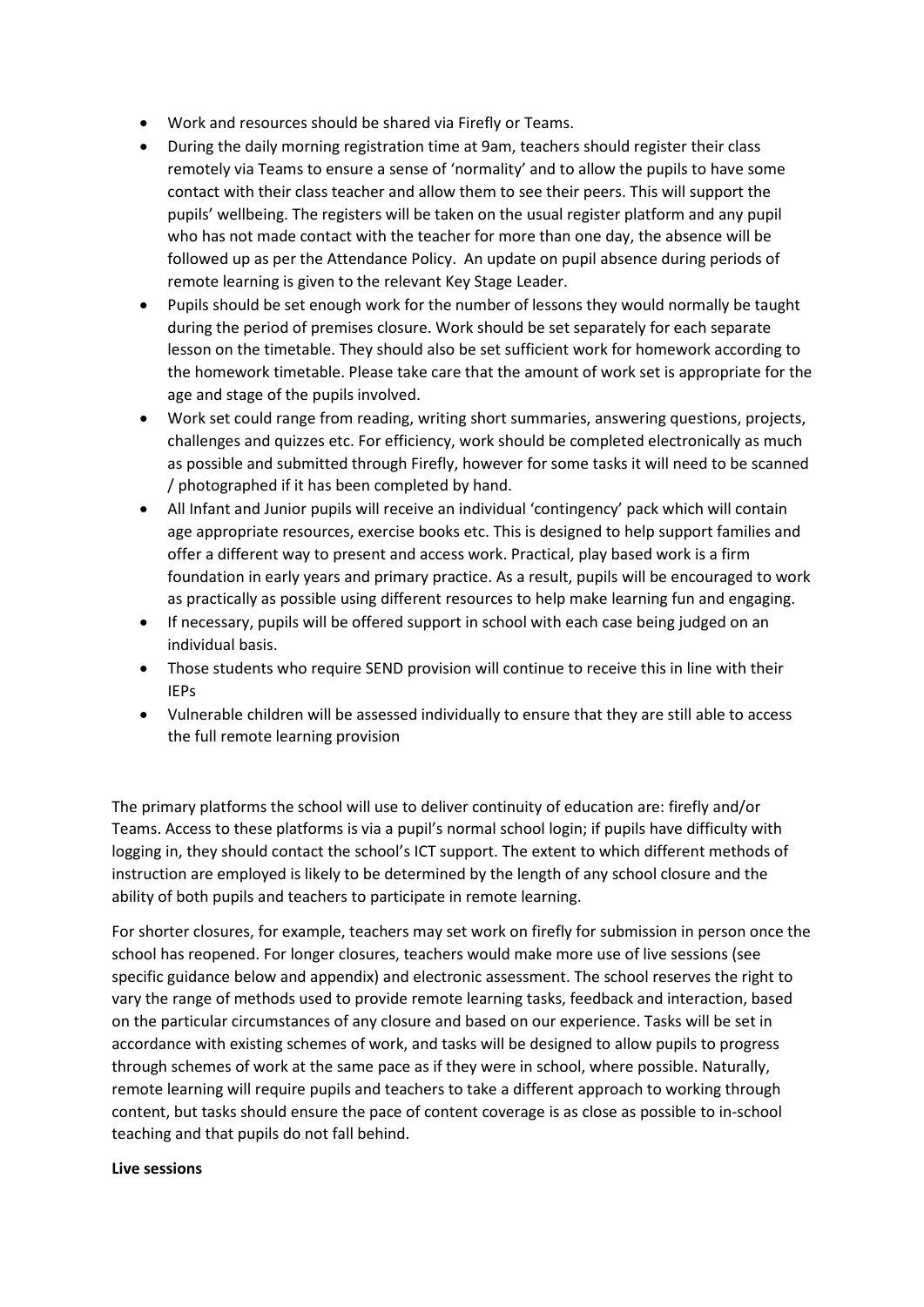- Work and resources should be shared via Firefly or Teams.
- During the daily morning registration time at 9am, teachers should register their class remotely via Teams to ensure a sense of 'normality' and to allow the pupils to have some contact with their class teacher and allow them to see their peers. This will support the pupils' wellbeing. The registers will be taken on the usual register platform and any pupil who has not made contact with the teacher for more than one day, the absence will be followed up as per the Attendance Policy. An update on pupil absence during periods of remote learning is given to the relevant Key Stage Leader.
- Pupils should be set enough work for the number of lessons they would normally be taught during the period of premises closure. Work should be set separately for each separate lesson on the timetable. They should also be set sufficient work for homework according to the homework timetable. Please take care that the amount of work set is appropriate for the age and stage of the pupils involved.
- Work set could range from reading, writing short summaries, answering questions, projects, challenges and quizzes etc. For efficiency, work should be completed electronically as much as possible and submitted through Firefly, however for some tasks it will need to be scanned / photographed if it has been completed by hand.
- All Infant and Junior pupils will receive an individual 'contingency' pack which will contain age appropriate resources, exercise books etc. This is designed to help support families and offer a different way to present and access work. Practical, play based work is a firm foundation in early years and primary practice. As a result, pupils will be encouraged to work as practically as possible using different resources to help make learning fun and engaging.
- If necessary, pupils will be offered support in school with each case being judged on an individual basis.
- Those students who require SEND provision will continue to receive this in line with their IEPs
- Vulnerable children will be assessed individually to ensure that they are still able to access the full remote learning provision

The primary platforms the school will use to deliver continuity of education are: firefly and/or Teams. Access to these platforms is via a pupil's normal school login; if pupils have difficulty with logging in, they should contact the school's ICT support. The extent to which different methods of instruction are employed is likely to be determined by the length of any school closure and the ability of both pupils and teachers to participate in remote learning.

For shorter closures, for example, teachers may set work on firefly for submission in person once the school has reopened. For longer closures, teachers would make more use of live sessions (see specific guidance below and appendix) and electronic assessment. The school reserves the right to vary the range of methods used to provide remote learning tasks, feedback and interaction, based on the particular circumstances of any closure and based on our experience. Tasks will be set in accordance with existing schemes of work, and tasks will be designed to allow pupils to progress through schemes of work at the same pace as if they were in school, where possible. Naturally, remote learning will require pupils and teachers to take a different approach to working through content, but tasks should ensure the pace of content coverage is as close as possible to in-school teaching and that pupils do not fall behind.

**Live sessions**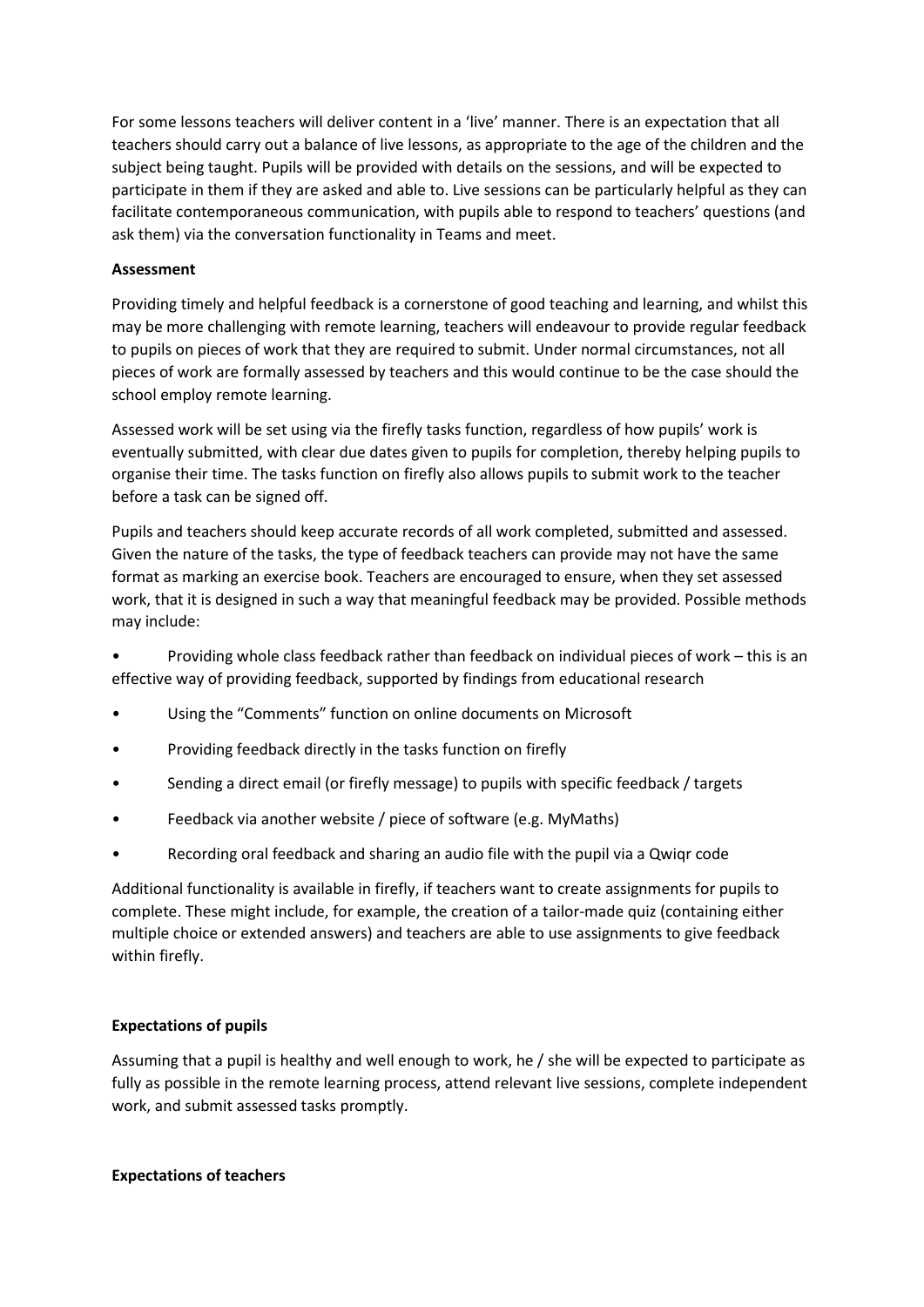For some lessons teachers will deliver content in a 'live' manner. There is an expectation that all teachers should carry out a balance of live lessons, as appropriate to the age of the children and the subject being taught. Pupils will be provided with details on the sessions, and will be expected to participate in them if they are asked and able to. Live sessions can be particularly helpful as they can facilitate contemporaneous communication, with pupils able to respond to teachers' questions (and ask them) via the conversation functionality in Teams and meet.

**Assessment**

Providing timely and helpful feedback is a cornerstone of good teaching and learning, and whilst this may be more challenging with remote learning, teachers will endeavour to provide regular feedback to pupils on pieces of work that they are required to submit. Under normal circumstances, not all pieces of work are formally assessed by teachers and this would continue to be the case should the school employ remote learning.

Assessed work will be set using via the firefly tasks function, regardless of how pupils' work is eventually submitted, with clear due dates given to pupils for completion, thereby helping pupils to organise their time. The tasks function on firefly also allows pupils to submit work to the teacher before a task can be signed off.

Pupils and teachers should keep accurate records of all work completed, submitted and assessed. Given the nature of the tasks, the type of feedback teachers can provide may not have the same format as marking an exercise book. Teachers are encouraged to ensure, when they set assessed work, that it is designed in such a way that meaningful feedback may be provided. Possible methods may include:

- Providing whole class feedback rather than feedback on individual pieces of work – this is an effective way of providing feedback, supported by findings from educational research
- Using the "Comments" function on online documents on Microsoft
- Providing feedback directly in the tasks function on firefly
- Sending a direct email (or firefly message) to pupils with specific feedback / targets
- Feedback via another website / piece of software (e.g. MyMaths)
- Recording oral feedback and sharing an audio file with the pupil via a Qwiqr code

Additional functionality is available in firefly, if teachers want to create assignments for pupils to complete. These might include, for example, the creation of a tailor-made quiz (containing either multiple choice or extended answers) and teachers are able to use assignments to give feedback within firefly.

**Expectations of pupils**

Assuming that a pupil is healthy and well enough to work, he / she will be expected to participate as fully as possible in the remote learning process, attend relevant live sessions, complete independent work, and submit assessed tasks promptly.

**Expectations of teachers**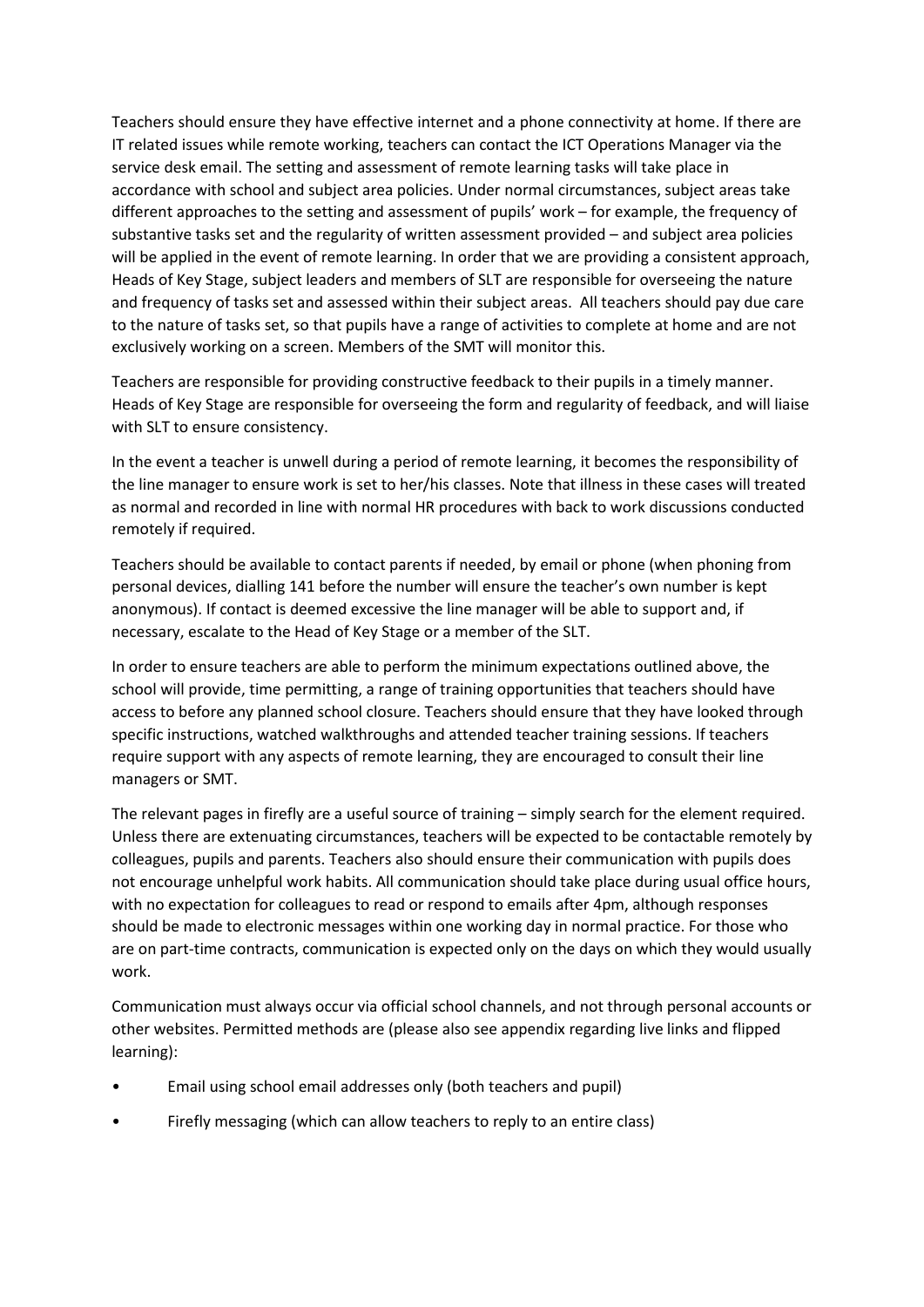Teachers should ensure they have effective internet and a phone connectivity at home. If there are IT related issues while remote working, teachers can contact the ICT Operations Manager via the service desk email. The setting and assessment of remote learning tasks will take place in accordance with school and subject area policies. Under normal circumstances, subject areas take different approaches to the setting and assessment of pupils' work – for example, the frequency of substantive tasks set and the regularity of written assessment provided – and subject area policies will be applied in the event of remote learning. In order that we are providing a consistent approach, Heads of Key Stage, subject leaders and members of SLT are responsible for overseeing the nature and frequency of tasks set and assessed within their subject areas. All teachers should pay due care to the nature of tasks set, so that pupils have a range of activities to complete at home and are not exclusively working on a screen. Members of the SMT will monitor this.

Teachers are responsible for providing constructive feedback to their pupils in a timely manner. Heads of Key Stage are responsible for overseeing the form and regularity of feedback, and will liaise with SLT to ensure consistency.

In the event a teacher is unwell during a period of remote learning, it becomes the responsibility of the line manager to ensure work is set to her/his classes. Note that illness in these cases will treated as normal and recorded in line with normal HR procedures with back to work discussions conducted remotely if required.

Teachers should be available to contact parents if needed, by email or phone (when phoning from personal devices, dialling 141 before the number will ensure the teacher's own number is kept anonymous). If contact is deemed excessive the line manager will be able to support and, if necessary, escalate to the Head of Key Stage or a member of the SLT.

In order to ensure teachers are able to perform the minimum expectations outlined above, the school will provide, time permitting, a range of training opportunities that teachers should have access to before any planned school closure. Teachers should ensure that they have looked through specific instructions, watched walkthroughs and attended teacher training sessions. If teachers require support with any aspects of remote learning, they are encouraged to consult their line managers or SMT.

The relevant pages in firefly are a useful source of training – simply search for the element required. Unless there are extenuating circumstances, teachers will be expected to be contactable remotely by colleagues, pupils and parents. Teachers also should ensure their communication with pupils does not encourage unhelpful work habits. All communication should take place during usual office hours, with no expectation for colleagues to read or respond to emails after 4pm, although responses should be made to electronic messages within one working day in normal practice. For those who are on part-time contracts, communication is expected only on the days on which they would usually work.

Communication must always occur via official school channels, and not through personal accounts or other websites. Permitted methods are (please also see appendix regarding live links and flipped learning):

- Email using school email addresses only (both teachers and pupil)
- Firefly messaging (which can allow teachers to reply to an entire class)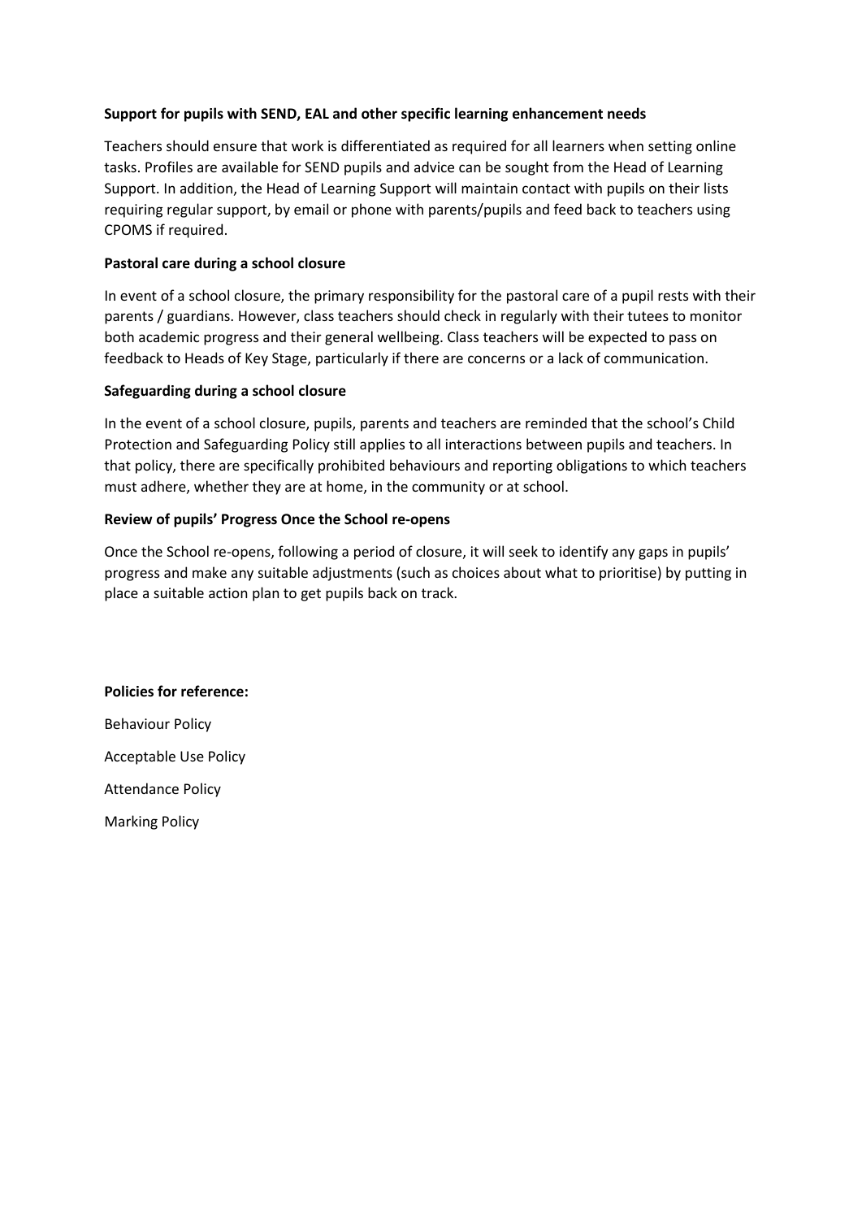**Support for pupils with SEND, EAL and other specific learning enhancement needs**

Teachers should ensure that work is differentiated as required for all learners when setting online tasks. Profiles are available for SEND pupils and advice can be sought from the Head of Learning Support. In addition, the Head of Learning Support will maintain contact with pupils on their lists requiring regular support, by email or phone with parents/pupils and feed back to teachers using CPOMS if required.

**Pastoral care during a school closure**

In event of a school closure, the primary responsibility for the pastoral care of a pupil rests with their parents / guardians. However, class teachers should check in regularly with their tutees to monitor both academic progress and their general wellbeing. Class teachers will be expected to pass on feedback to Heads of Key Stage, particularly if there are concerns or a lack of communication.

**Safeguarding during a school closure**

In the event of a school closure, pupils, parents and teachers are reminded that the school's Child Protection and Safeguarding Policy still applies to all interactions between pupils and teachers. In that policy, there are specifically prohibited behaviours and reporting obligations to which teachers must adhere, whether they are at home, in the community or at school.

**Review of pupils' Progress Once the School re-opens**

Once the School re-opens, following a period of closure, it will seek to identify any gaps in pupils' progress and make any suitable adjustments (such as choices about what to prioritise) by putting in place a suitable action plan to get pupils back on track.

**Policies for reference:**

Behaviour Policy

Acceptable Use Policy

Attendance Policy

Marking Policy